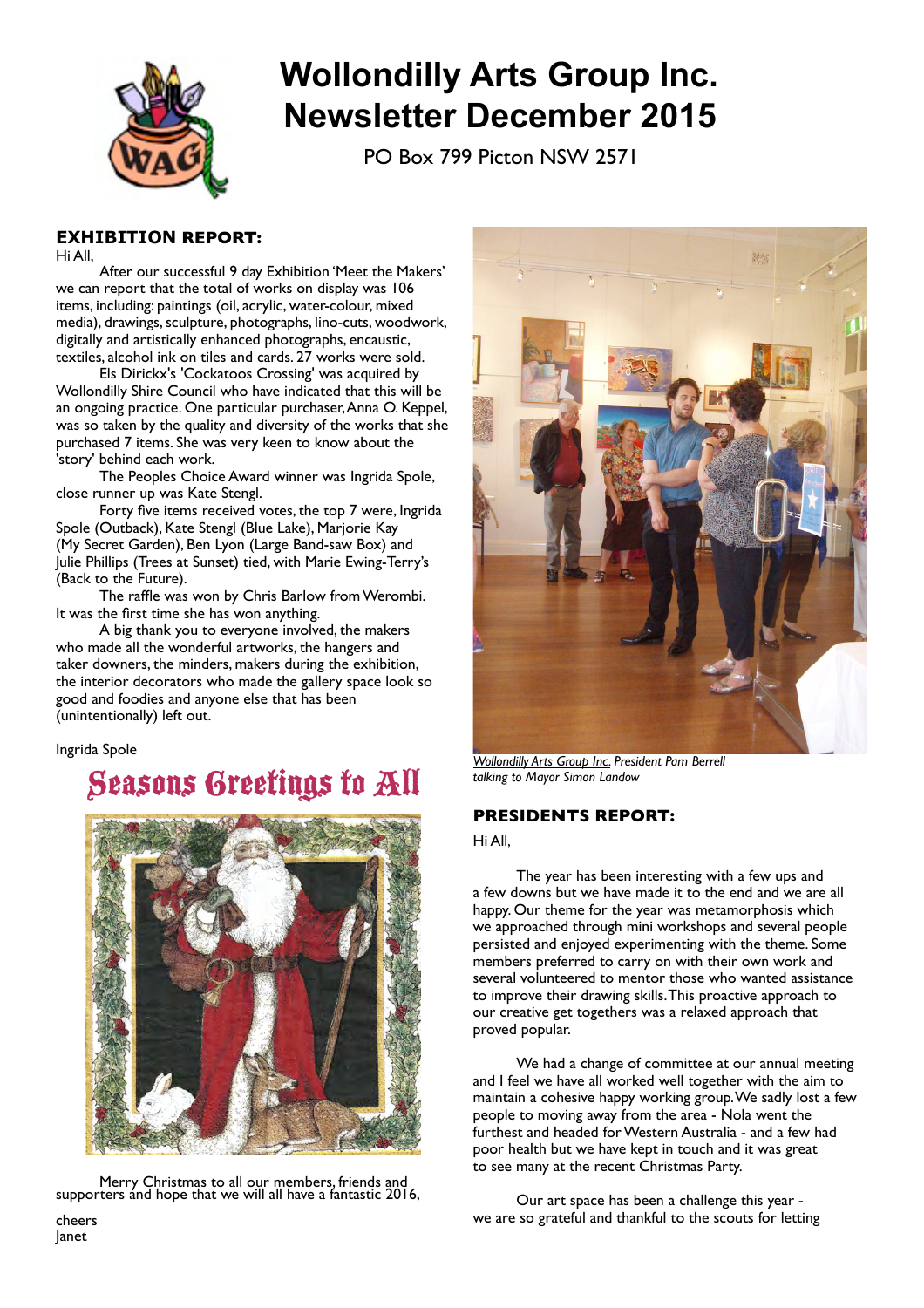# Wollondilly Arts Group Inc. Newsletter December 2015

PO Box 799 Picton NSW 2571

## EXHIBITION REPORT:

Hi All,

After our successful 9 day Exhibition 'Meet the Makers' we can report that the total of works on display was 106 items, including: paintings (oil, acrylic, water-colour, mixed media), drawings, sculpture, photographs, lino-cuts, woodwork, digitally and artistically enhanced photographs, encaustic, textiles, alcohol ink on tiles and cards. 27 works were sold.

Els Dirickx's 'Cockatoos Crossing' was acquired by Wollondilly Shire Council who have indicated that this will be an ongoing practice. One particular purchaser, Anna O. Keppel, was so taken by the quality and diversity of the works that she purchased 7 items. She was very keen to know about the 'story' behind each work.

The Peoples Choice Award winner was Ingrida Spole, close runner up was Kate Stengl.

Forty five items received votes, the top 7 were, Ingrida Spole (Outback), Kate Stengl (Blue Lake), Marjorie Kay (My Secret Garden), Ben Lyon (Large Band-saw Box) and Julie Phillips (Trees at Sunset) tied, with Marie Ewing-Terry's (Back to the Future).

The raffle was won by Chris Barlow from Werombi. It was the first time she has won anything.

A big thank you to everyone involved, the makers who made all the wonderful artworks, the hangers and taker downers, the minders, makers during the exhibition, the interior decorators who made the gallery space look so good and foodies and anyone else that has been (unintentionally) left out.

Ingrida Spole

*Wollondilly Arts Group Inc. President Pam Berrell talking to Mayor Simon Landow*

## Seasons Greetings to All

Merry Christmas to all our members, friends and supporters and hope that we will all have a fantastic 2016,

cheers
Janet

## PRESIDENTS REPORT:

Hi All,

The year has been interesting with a few ups and a few downs but we have made it to the end and we are all happy. Our theme for the year was metamorphosis which we approached through mini workshops and several people persisted and enjoyed experimenting with the theme. Some members preferred to carry on with their own work and several volunteered to mentor those who wanted assistance to improve their drawing skills. This proactive approach to our creative get togethers was a relaxed approach that proved popular.

We had a change of committee at our annual meeting and I feel we have all worked well together with the aim to maintain a cohesive happy working group. We sadly lost a few people to moving away from the area - Nola went the furthest and headed for Western Australia - and a few had poor health but we have kept in touch and it was great to see many at the recent Christmas Party.

Our art space has been a challenge this year - we are so grateful and thankful to the scouts for letting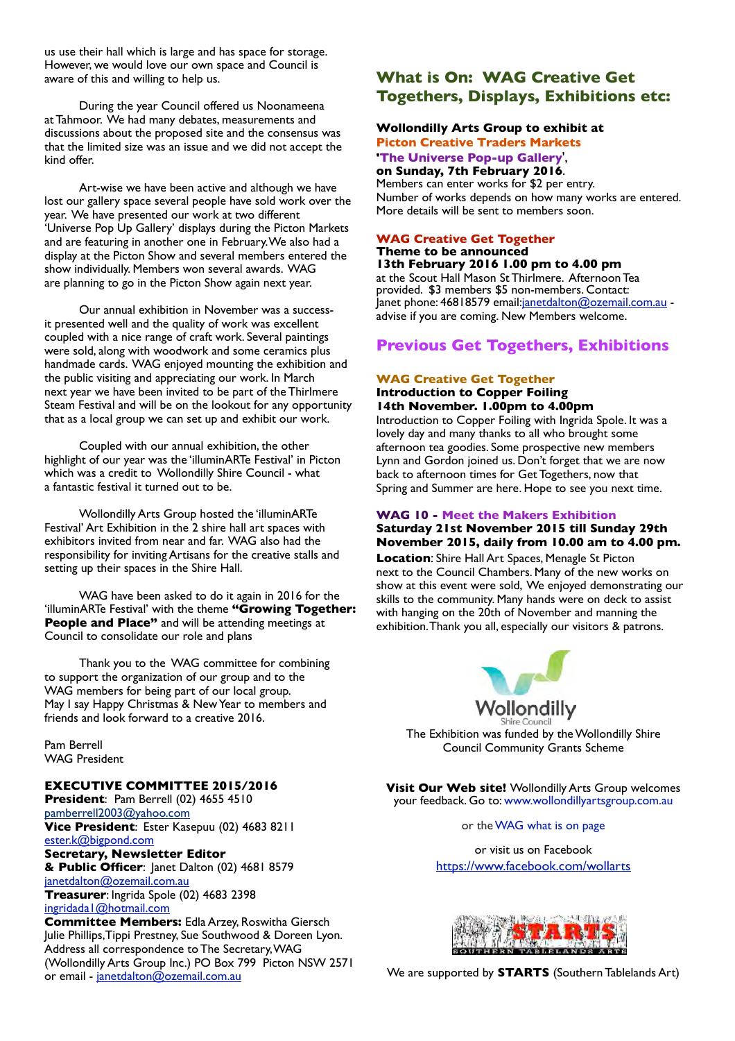us use their hall which is large and has space for storage. However, we would love our own space and Council is aware of this and willing to help us.

During the year Council offered us Noonameena at Tahmoor. We had many debates, measurements and discussions about the proposed site and the consensus was that the limited size was an issue and we did not accept the kind offer.

Art-wise we have been active and although we have lost our gallery space several people have sold work over the year. We have presented our work at two different 'Universe Pop Up Gallery' displays during the Picton Markets and are featuring in another one in February. We also had a display at the Picton Show and several members entered the show individually. Members won several awards. WAG are planning to go in the Picton Show again next year.

Our annual exhibition in November was a success- it presented well and the quality of work was excellent coupled with a nice range of craft work. Several paintings were sold, along with woodwork and some ceramics plus handmade cards. WAG enjoyed mounting the exhibition and the public visiting and appreciating our work. In March next year we have been invited to be part of the Thirlmere Steam Festival and will be on the lookout for any opportunity that as a local group we can set up and exhibit our work.

Coupled with our annual exhibition, the other highlight of our year was the 'illuminARTe Festival' in Picton which was a credit to Wollondilly Shire Council - what a fantastic festival it turned out to be.

Wollondilly Arts Group hosted the 'illuminARTe Festival' Art Exhibition in the 2 shire hall art spaces with exhibitors invited from near and far. WAG also had the responsibility for inviting Artisans for the creative stalls and setting up their spaces in the Shire Hall.

WAG have been asked to do it again in 2016 for the 'illuminARTe Festival' with the theme **"Growing Together: People and Place"** and will be attending meetings at Council to consolidate our role and plans

Thank you to the WAG committee for combining to support the organization of our group and to the WAG members for being part of our local group. May I say Happy Christmas & New Year to members and friends and look forward to a creative 2016.

Pam Berrell
WAG President

**EXECUTIVE COMMITTEE 2015/2016**
**President**: Pam Berrell (02) 4655 4510
pamberrell2003@yahoo.com
**Vice President**: Ester Kasepuu (02) 4683 8211
ester.k@bigpond.com
**Secretary, Newsletter Editor & Public Officer**: Janet Dalton (02) 4681 8579
janetdalton@ozemail.com.au
**Treasurer**: Ingrida Spole (02) 4683 2398
ingridada1@hotmail.com
**Committee Members:** Edla Arzey, Roswitha Giersch Julie Phillips, Tippi Prestney, Sue Southwood & Doreen Lyon.
Address all correspondence to The Secretary, WAG (Wollondilly Arts Group Inc.) PO Box 799 Picton NSW 2571 or email - janetdalton@ozemail.com.au

## What is On: WAG Creative Get Togethers, Displays, Exhibitions etc:

**Wollondilly Arts Group to exhibit at**
**Picton Creative Traders Markets**
**'The Universe Pop-up Gallery',**
**on Sunday, 7th February 2016**.
Members can enter works for $2 per entry.
Number of works depends on how many works are entered.
More details will be sent to members soon.

**WAG Creative Get Together**
**Theme to be announced**
**13th February 2016 1.00 pm to 4.00 pm**
at the Scout Hall Mason St Thirlmere. Afternoon Tea provided. $3 members $5 non-members. Contact: Janet phone: 46818579 email:janetdalton@ozemail.com.au - advise if you are coming. New Members welcome.

## Previous Get Togethers, Exhibitions

**WAG Creative Get Together**
**Introduction to Copper Foiling**
**14th November. 1.00pm to 4.00pm**
Introduction to Copper Foiling with Ingrida Spole. It was a lovely day and many thanks to all who brought some afternoon tea goodies. Some prospective new members Lynn and Gordon joined us. Don't forget that we are now back to afternoon times for Get Togethers, now that Spring and Summer are here. Hope to see you next time.

**WAG 10 - Meet the Makers Exhibition**
**Saturday 21st November 2015 till Sunday 29th November 2015, daily from 10.00 am to 4.00 pm.**
**Location**: Shire Hall Art Spaces, Menagle St Picton next to the Council Chambers. Many of the new works on show at this event were sold, We enjoyed demonstrating our skills to the community. Many hands were on deck to assist with hanging on the 20th of November and manning the exhibition. Thank you all, especially our visitors & patrons.

Wollondilly Shire Council

The Exhibition was funded by the Wollondilly Shire Council Community Grants Scheme

**Visit Our Web site!** Wollondilly Arts Group welcomes your feedback. Go to: www.wollondillyartsgroup.com.au

or the WAG what is on page

or visit us on Facebook
https://www.facebook.com/wollarts

STARTS SOUTHERN TABLELANDS ARTS

We are supported by **STARTS** (Southern Tablelands Art)